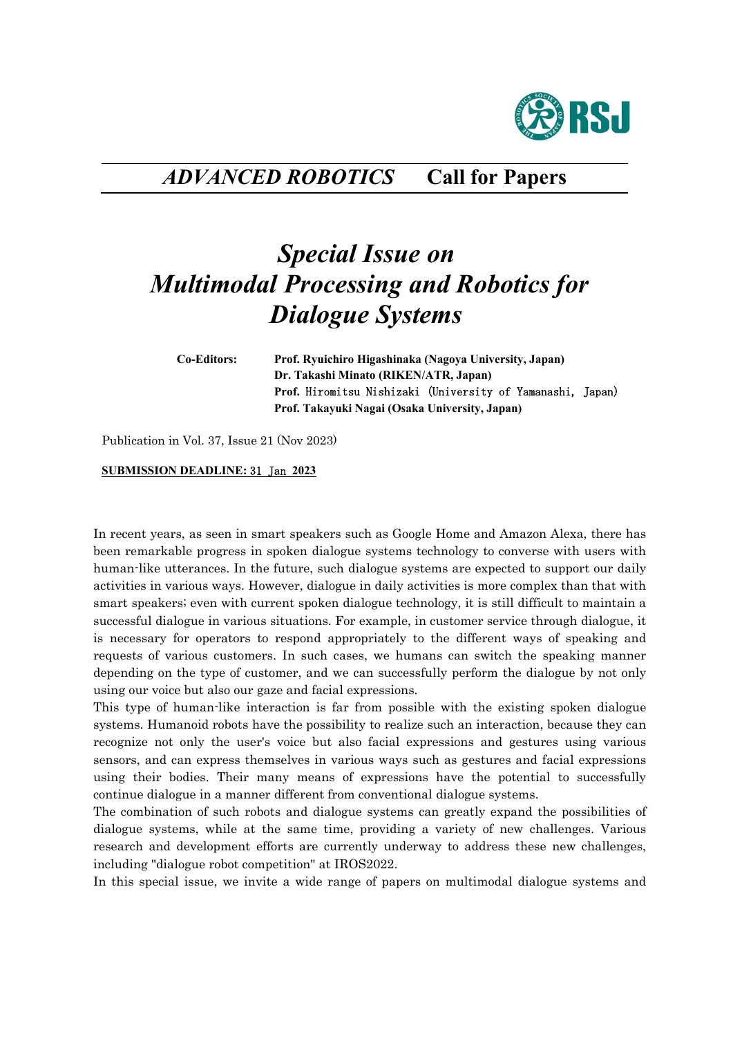## *ADVANCED ROBOTICS* Call for Papers

# *Special Issue on Multimodal Processing and Robotics for Dialogue Systems*

**Co-Editors:**
**Prof. Ryuichiro Higashinaka (Nagoya University, Japan)**
**Dr. Takashi Minato (RIKEN/ATR, Japan)**
**Prof.** Hiromitsu Nishizaki (University of Yamanashi, Japan)
**Prof. Takayuki Nagai (Osaka University, Japan)**

Publication in Vol. 37, Issue 21 (Nov 2023)

**SUBMISSION DEADLINE:** 31 Jan **2023**

In recent years, as seen in smart speakers such as Google Home and Amazon Alexa, there has been remarkable progress in spoken dialogue systems technology to converse with users with human-like utterances. In the future, such dialogue systems are expected to support our daily activities in various ways. However, dialogue in daily activities is more complex than that with smart speakers; even with current spoken dialogue technology, it is still difficult to maintain a successful dialogue in various situations. For example, in customer service through dialogue, it is necessary for operators to respond appropriately to the different ways of speaking and requests of various customers. In such cases, we humans can switch the speaking manner depending on the type of customer, and we can successfully perform the dialogue by not only using our voice but also our gaze and facial expressions.

This type of human-like interaction is far from possible with the existing spoken dialogue systems. Humanoid robots have the possibility to realize such an interaction, because they can recognize not only the user's voice but also facial expressions and gestures using various sensors, and can express themselves in various ways such as gestures and facial expressions using their bodies. Their many means of expressions have the potential to successfully continue dialogue in a manner different from conventional dialogue systems.

The combination of such robots and dialogue systems can greatly expand the possibilities of dialogue systems, while at the same time, providing a variety of new challenges. Various research and development efforts are currently underway to address these new challenges, including "dialogue robot competition" at IROS2022.

In this special issue, we invite a wide range of papers on multimodal dialogue systems and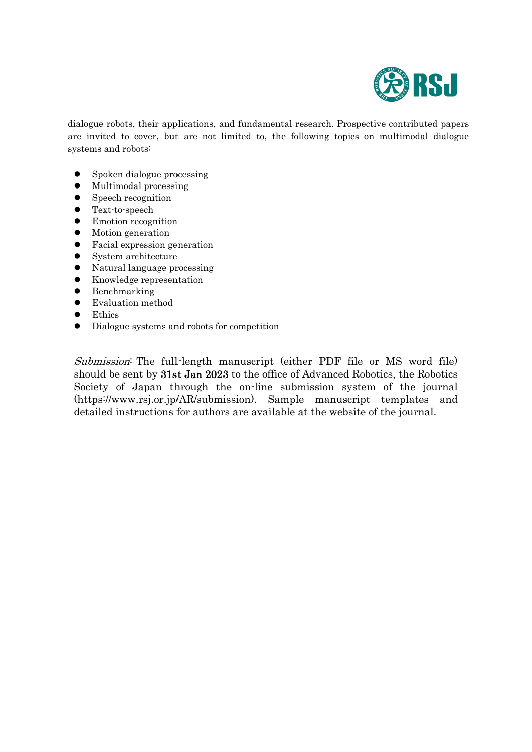dialogue robots, their applications, and fundamental research. Prospective contributed papers are invited to cover, but are not limited to, the following topics on multimodal dialogue systems and robots:

- Spoken dialogue processing
- Multimodal processing
- Speech recognition
- Text-to-speech
- Emotion recognition
- Motion generation
- Facial expression generation
- System architecture
- Natural language processing
- Knowledge representation
- Benchmarking
- Evaluation method
- Ethics
- Dialogue systems and robots for competition

*Submission*: The full-length manuscript (either PDF file or MS word file) should be sent by 31st Jan 2023 to the office of Advanced Robotics, the Robotics Society of Japan through the on-line submission system of the journal (https://www.rsj.or.jp/AR/submission). Sample manuscript templates and detailed instructions for authors are available at the website of the journal.